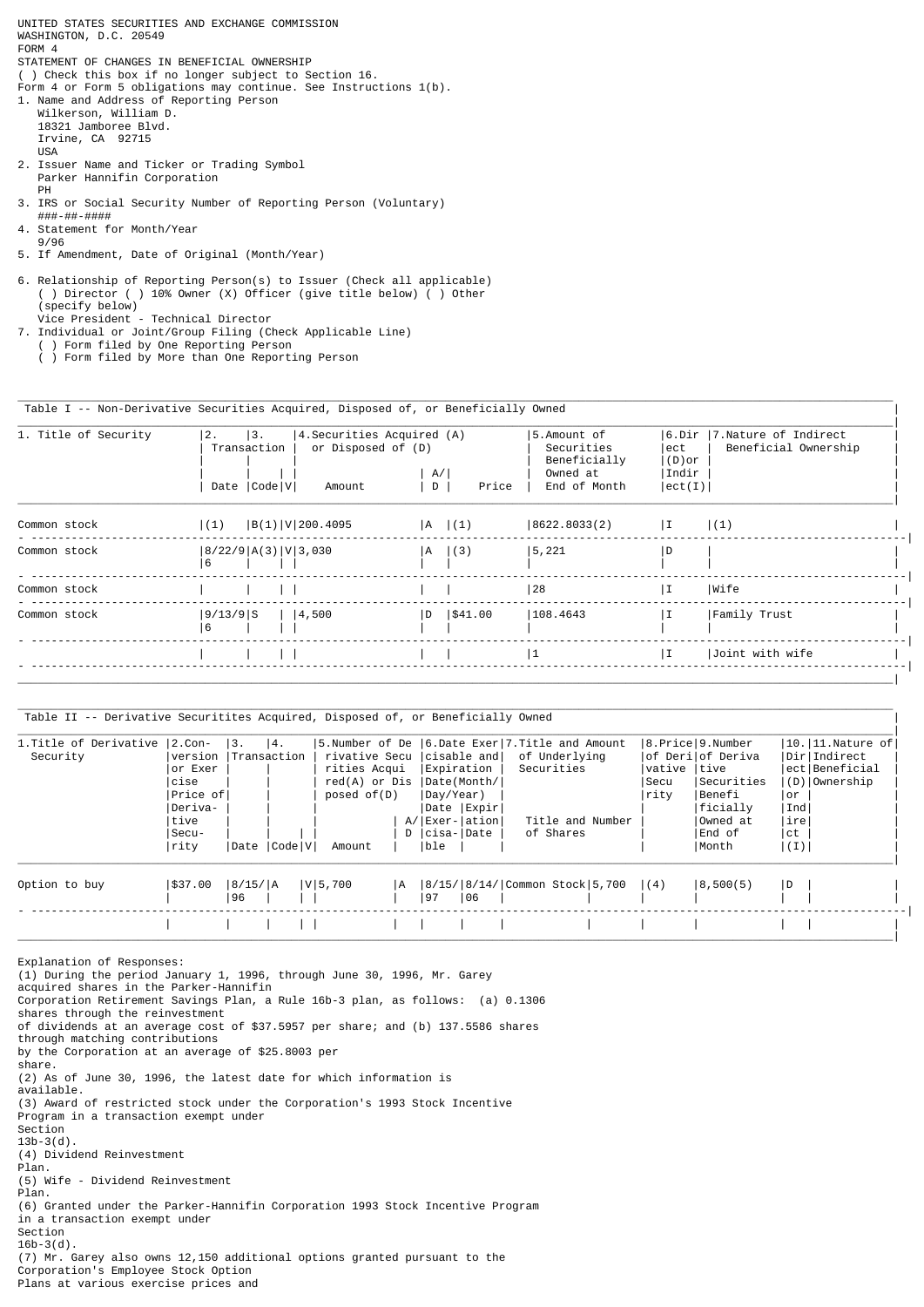UNITED STATES SECURITIES AND EXCHANGE COMMISSION
WASHINGTON, D.C. 20549

# FORM 4

STATEMENT OF CHANGES IN BENEFICIAL OWNERSHIP

( ) Check this box if no longer subject to Section 16.
Form 4 or Form 5 obligations may continue. See Instructions 1(b).

1. Name and Address of Reporting Person
   Wilkerson, William D.
   18321 Jamboree Blvd.
   Irvine, CA 92715
   USA
2. Issuer Name and Ticker or Trading Symbol
   Parker Hannifin Corporation
   PH
3. IRS or Social Security Number of Reporting Person (Voluntary)
   ###-##-####
4. Statement for Month/Year
   9/96
5. If Amendment, Date of Original (Month/Year)

6. Relationship of Reporting Person(s) to Issuer (Check all applicable)
   ( ) Director ( ) 10% Owner (X) Officer (give title below) ( ) Other
   (specify below)
   Vice President - Technical Director
7. Individual or Joint/Group Filing (Check Applicable Line)
   ( ) Form filed by One Reporting Person
   ( ) Form filed by More than One Reporting Person

Table I -- Non-Derivative Securities Acquired, Disposed of, or Beneficially Owned

| 1. Title of Security | 2. Transaction Date | 3. Transaction Code | V | 4. Securities Acquired (A) or Disposed of (D) Amount | A/D | Price | 5. Amount of Securities Beneficially Owned at End of Month | 6. Direct (D) or Indirect (I) | 7. Nature of Indirect Beneficial Ownership |
|---|---|---|---|---|---|---|---|---|---|
| Common stock | (1) | B(1) | V | 200.4095 | A | (1) | 8622.8033(2) | I | (1) |
| Common stock | 8/22/96 | A(3) | V | 3,030 | A | (3) | 5,221 | D | |
| Common stock | | | | | | | 28 | I | Wife |
| Common stock | 9/13/96 | S | | 4,500 | D | $41.00 | 108.4643 | I | Family Trust |
| | | | | | | | 1 | I | Joint with wife |

Table II -- Derivative Securitites Acquired, Disposed of, or Beneficially Owned

| 1. Title of Derivative Security | 2. Conversion or Exercise Price of Derivative Security | 3. Transaction Date | 4. Transaction Code | V | 5. Number of Derivative Securities Acquired(A) or Disposed of(D) Amount | A/D | 6. Date Exercisable | Expiration Date | 7. Title and Amount of Underlying Securities Title | Number of Shares | 8. Price of Derivative Security | 9. Number of Derivative Securities Beneficially Owned at End of Month | 10. Direct (D) or Indirect (I) | 11. Nature of Indirect Beneficial Ownership |
|---|---|---|---|---|---|---|---|---|---|---|---|---|---|---|
| Option to buy | $37.00 | 8/15/96 | A | V | 5,700 | A | 8/15/97 | 8/14/06 | Common Stock | 5,700 | (4) | 8,500(5) | D | |
| | | | | | | | | | | | | | | |

Explanation of Responses:

(1) During the period January 1, 1996, through June 30, 1996, Mr. Garey acquired shares in the Parker-Hannifin Corporation Retirement Savings Plan, a Rule 16b-3 plan, as follows: (a) 0.1306 shares through the reinvestment of dividends at an average cost of $37.5957 per share; and (b) 137.5586 shares through matching contributions by the Corporation at an average of $25.8003 per share.

(2) As of June 30, 1996, the latest date for which information is available.

(3) Award of restricted stock under the Corporation's 1993 Stock Incentive Program in a transaction exempt under Section 13b-3(d).

(4) Dividend Reinvestment Plan.

(5) Wife - Dividend Reinvestment Plan.

(6) Granted under the Parker-Hannifin Corporation 1993 Stock Incentive Program in a transaction exempt under Section 16b-3(d).

(7) Mr. Garey also owns 12,150 additional options granted pursuant to the Corporation's Employee Stock Option Plans at various exercise prices and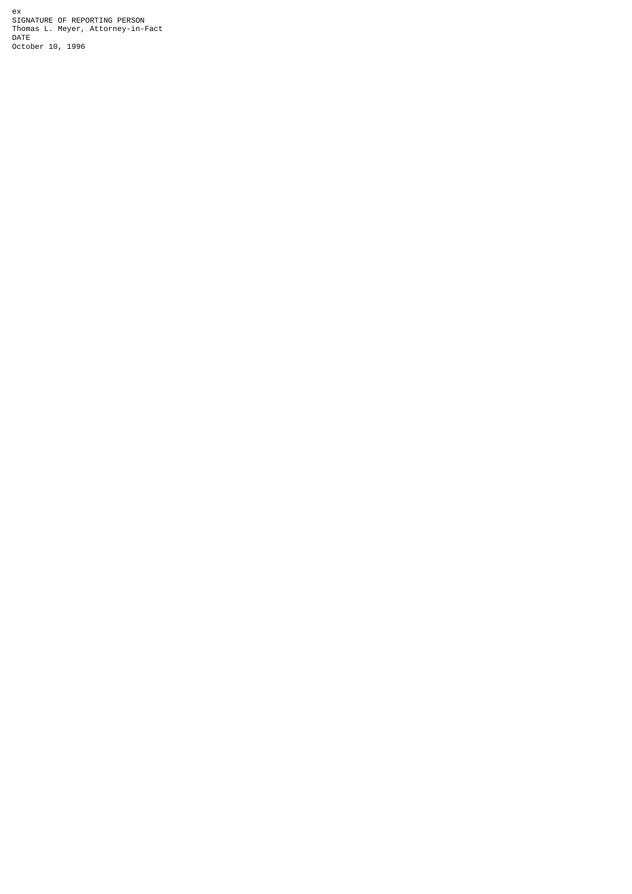ex
SIGNATURE OF REPORTING PERSON
Thomas L. Meyer, Attorney-in-Fact
DATE
October 10, 1996